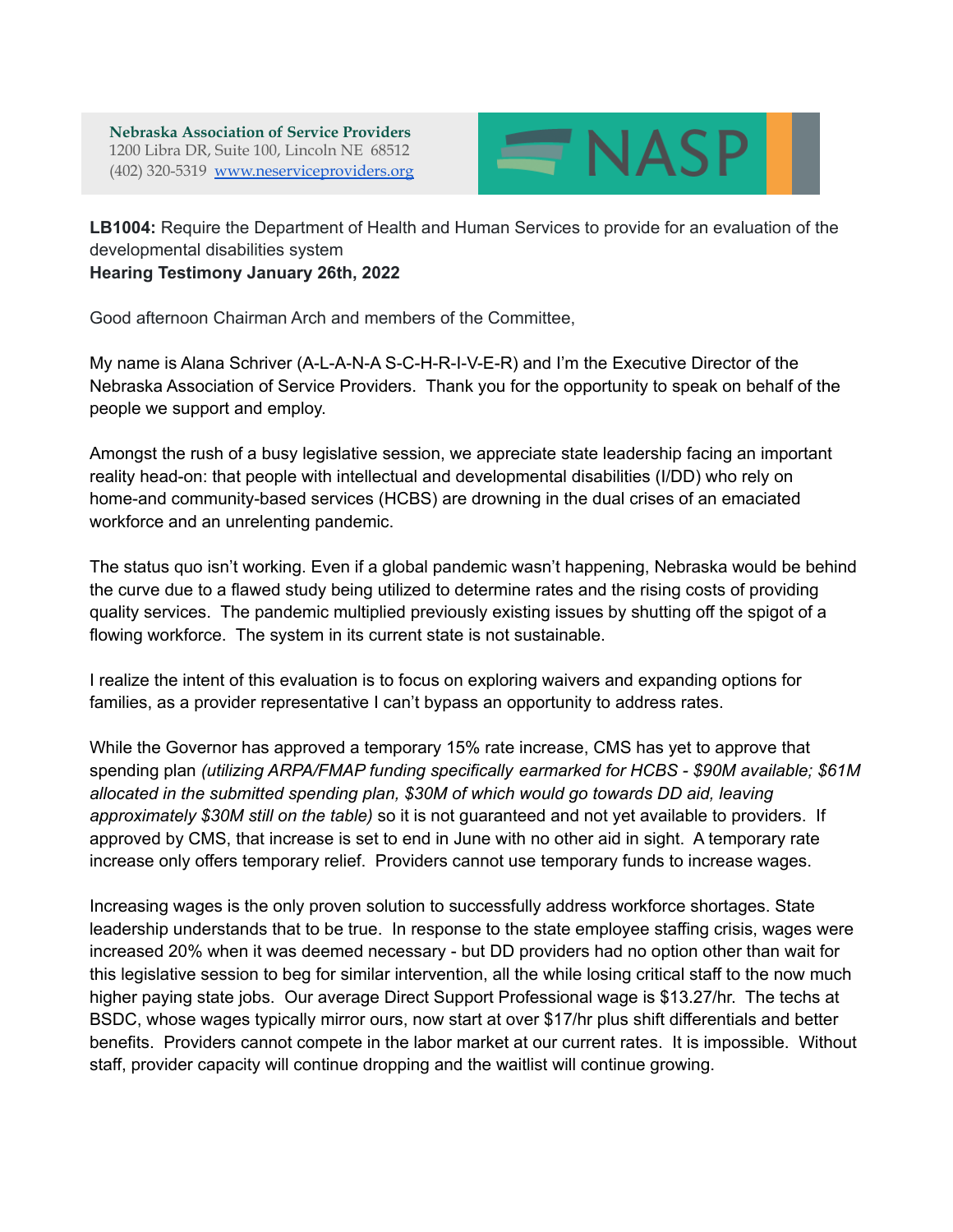Nebraska Association of Service Providers
1200 Libra DR, Suite 100, Lincoln NE 68512
(402) 320-5319 www.neserviceproviders.org

NASP

**LB1004:** Require the Department of Health and Human Services to provide for an evaluation of the developmental disabilities system
**Hearing Testimony January 26th, 2022**

Good afternoon Chairman Arch and members of the Committee,

My name is Alana Schriver (A-L-A-N-A S-C-H-R-I-V-E-R) and I'm the Executive Director of the Nebraska Association of Service Providers. Thank you for the opportunity to speak on behalf of the people we support and employ.

Amongst the rush of a busy legislative session, we appreciate state leadership facing an important reality head-on: that people with intellectual and developmental disabilities (I/DD) who rely on home-and community-based services (HCBS) are drowning in the dual crises of an emaciated workforce and an unrelenting pandemic.

The status quo isn't working. Even if a global pandemic wasn't happening, Nebraska would be behind the curve due to a flawed study being utilized to determine rates and the rising costs of providing quality services. The pandemic multiplied previously existing issues by shutting off the spigot of a flowing workforce. The system in its current state is not sustainable.

I realize the intent of this evaluation is to focus on exploring waivers and expanding options for families, as a provider representative I can't bypass an opportunity to address rates.

While the Governor has approved a temporary 15% rate increase, CMS has yet to approve that spending plan *(utilizing ARPA/FMAP funding specifically earmarked for HCBS - $90M available; $61M allocated in the submitted spending plan, $30M of which would go towards DD aid, leaving approximately $30M still on the table)* so it is not guaranteed and not yet available to providers. If approved by CMS, that increase is set to end in June with no other aid in sight. A temporary rate increase only offers temporary relief. Providers cannot use temporary funds to increase wages.

Increasing wages is the only proven solution to successfully address workforce shortages. State leadership understands that to be true. In response to the state employee staffing crisis, wages were increased 20% when it was deemed necessary - but DD providers had no option other than wait for this legislative session to beg for similar intervention, all the while losing critical staff to the now much higher paying state jobs. Our average Direct Support Professional wage is $13.27/hr. The techs at BSDC, whose wages typically mirror ours, now start at over $17/hr plus shift differentials and better benefits. Providers cannot compete in the labor market at our current rates. It is impossible. Without staff, provider capacity will continue dropping and the waitlist will continue growing.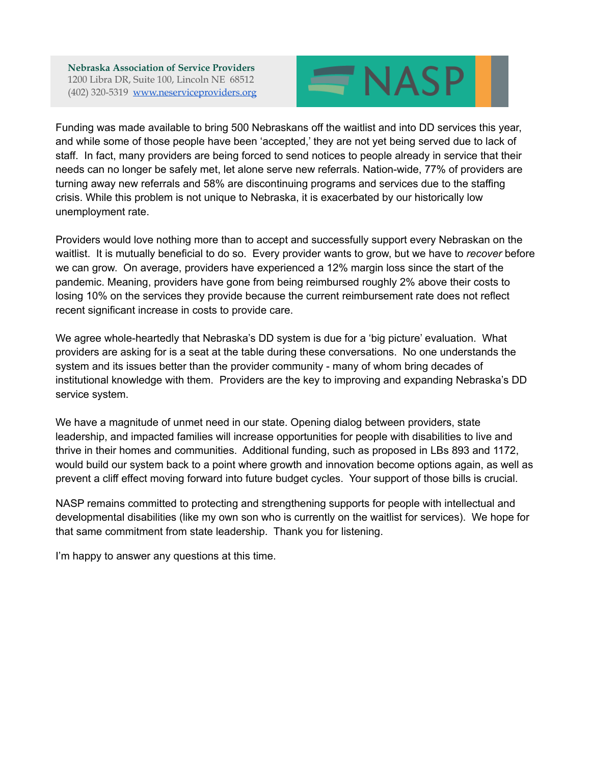**Nebraska Association of Service Providers**
1200 Libra DR, Suite 100, Lincoln NE 68512
(402) 320-5319 [www.neserviceproviders.org](http://www.neserviceproviders.org)

NASP

Funding was made available to bring 500 Nebraskans off the waitlist and into DD services this year, and while some of those people have been 'accepted,' they are not yet being served due to lack of staff. In fact, many providers are being forced to send notices to people already in service that their needs can no longer be safely met, let alone serve new referrals. Nation-wide, 77% of providers are turning away new referrals and 58% are discontinuing programs and services due to the staffing crisis. While this problem is not unique to Nebraska, it is exacerbated by our historically low unemployment rate.

Providers would love nothing more than to accept and successfully support every Nebraskan on the waitlist. It is mutually beneficial to do so. Every provider wants to grow, but we have to *recover* before we can grow. On average, providers have experienced a 12% margin loss since the start of the pandemic. Meaning, providers have gone from being reimbursed roughly 2% above their costs to losing 10% on the services they provide because the current reimbursement rate does not reflect recent significant increase in costs to provide care.

We agree whole-heartedly that Nebraska's DD system is due for a 'big picture' evaluation. What providers are asking for is a seat at the table during these conversations. No one understands the system and its issues better than the provider community - many of whom bring decades of institutional knowledge with them. Providers are the key to improving and expanding Nebraska's DD service system.

We have a magnitude of unmet need in our state. Opening dialog between providers, state leadership, and impacted families will increase opportunities for people with disabilities to live and thrive in their homes and communities. Additional funding, such as proposed in LBs 893 and 1172, would build our system back to a point where growth and innovation become options again, as well as prevent a cliff effect moving forward into future budget cycles. Your support of those bills is crucial.

NASP remains committed to protecting and strengthening supports for people with intellectual and developmental disabilities (like my own son who is currently on the waitlist for services). We hope for that same commitment from state leadership. Thank you for listening.

I'm happy to answer any questions at this time.